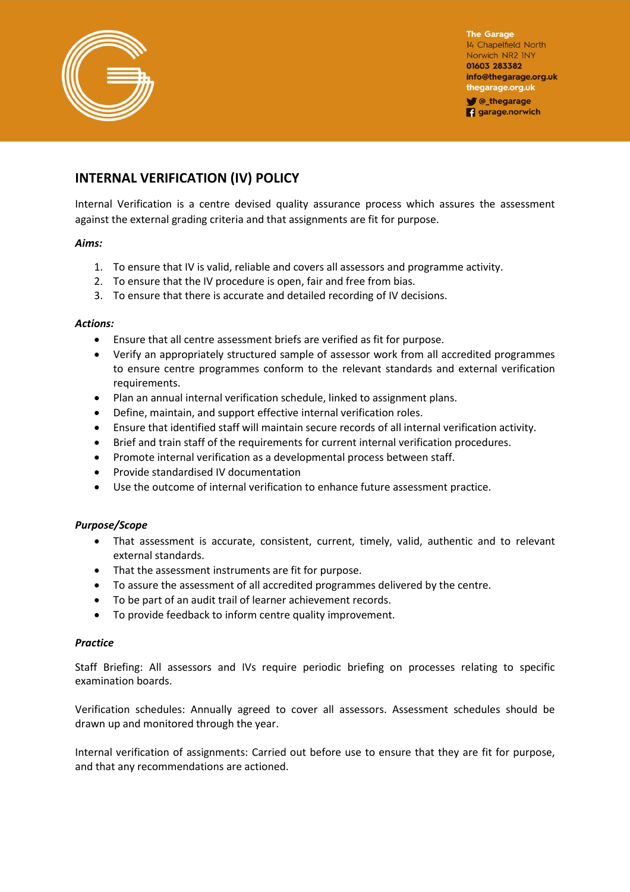The Garage
14 Chapelfield North
Norwich NR2 1NY
01603 283382
info@thegarage.org.uk
thegarage.org.uk
@_thegarage
garage.norwich

## INTERNAL VERIFICATION (IV) POLICY

Internal Verification is a centre devised quality assurance process which assures the assessment against the external grading criteria and that assignments are fit for purpose.

***Aims:***

1. To ensure that IV is valid, reliable and covers all assessors and programme activity.
2. To ensure that the IV procedure is open, fair and free from bias.
3. To ensure that there is accurate and detailed recording of IV decisions.

***Actions:***

- Ensure that all centre assessment briefs are verified as fit for purpose.
- Verify an appropriately structured sample of assessor work from all accredited programmes to ensure centre programmes conform to the relevant standards and external verification requirements.
- Plan an annual internal verification schedule, linked to assignment plans.
- Define, maintain, and support effective internal verification roles.
- Ensure that identified staff will maintain secure records of all internal verification activity.
- Brief and train staff of the requirements for current internal verification procedures.
- Promote internal verification as a developmental process between staff.
- Provide standardised IV documentation
- Use the outcome of internal verification to enhance future assessment practice.

***Purpose/Scope***

- That assessment is accurate, consistent, current, timely, valid, authentic and to relevant external standards.
- That the assessment instruments are fit for purpose.
- To assure the assessment of all accredited programmes delivered by the centre.
- To be part of an audit trail of learner achievement records.
- To provide feedback to inform centre quality improvement.

***Practice***

Staff Briefing: All assessors and IVs require periodic briefing on processes relating to specific examination boards.

Verification schedules: Annually agreed to cover all assessors. Assessment schedules should be drawn up and monitored through the year.

Internal verification of assignments: Carried out before use to ensure that they are fit for purpose, and that any recommendations are actioned.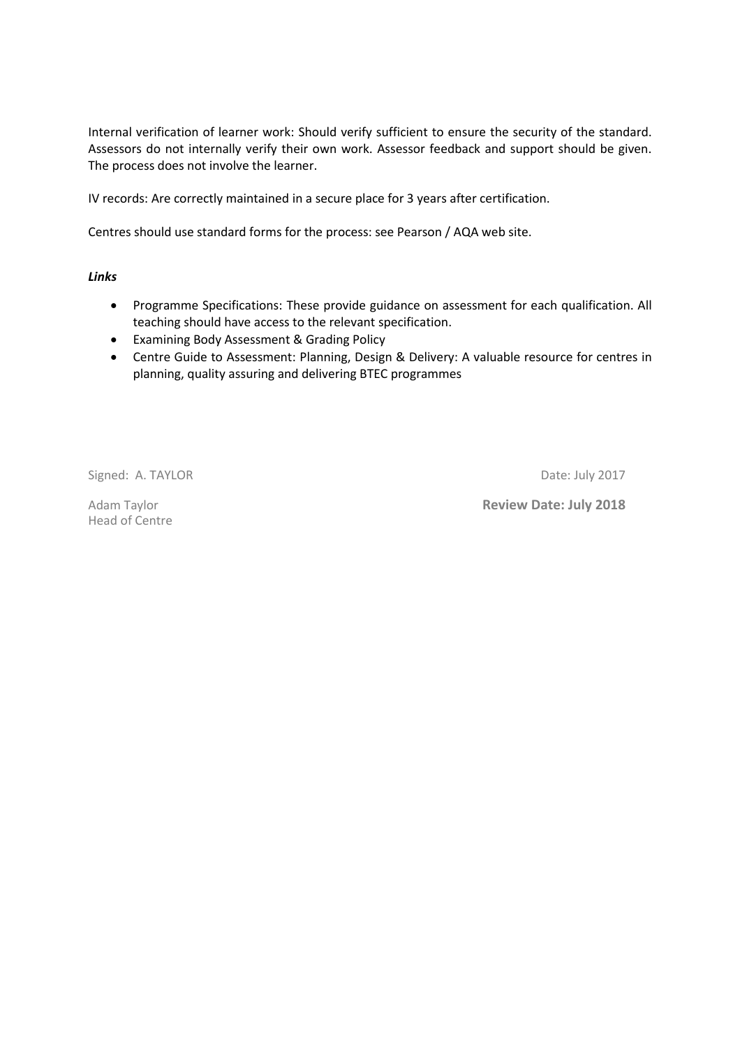Internal verification of learner work: Should verify sufficient to ensure the security of the standard. Assessors do not internally verify their own work. Assessor feedback and support should be given. The process does not involve the learner.

IV records: Are correctly maintained in a secure place for 3 years after certification.

Centres should use standard forms for the process: see Pearson / AQA web site.

***Links***

- Programme Specifications: These provide guidance on assessment for each qualification. All teaching should have access to the relevant specification.
- Examining Body Assessment & Grading Policy
- Centre Guide to Assessment: Planning, Design & Delivery: A valuable resource for centres in planning, quality assuring and delivering BTEC programmes

Signed: A. TAYLOR

Date: July 2017

Adam Taylor
Head of Centre

**Review Date: July 2018**